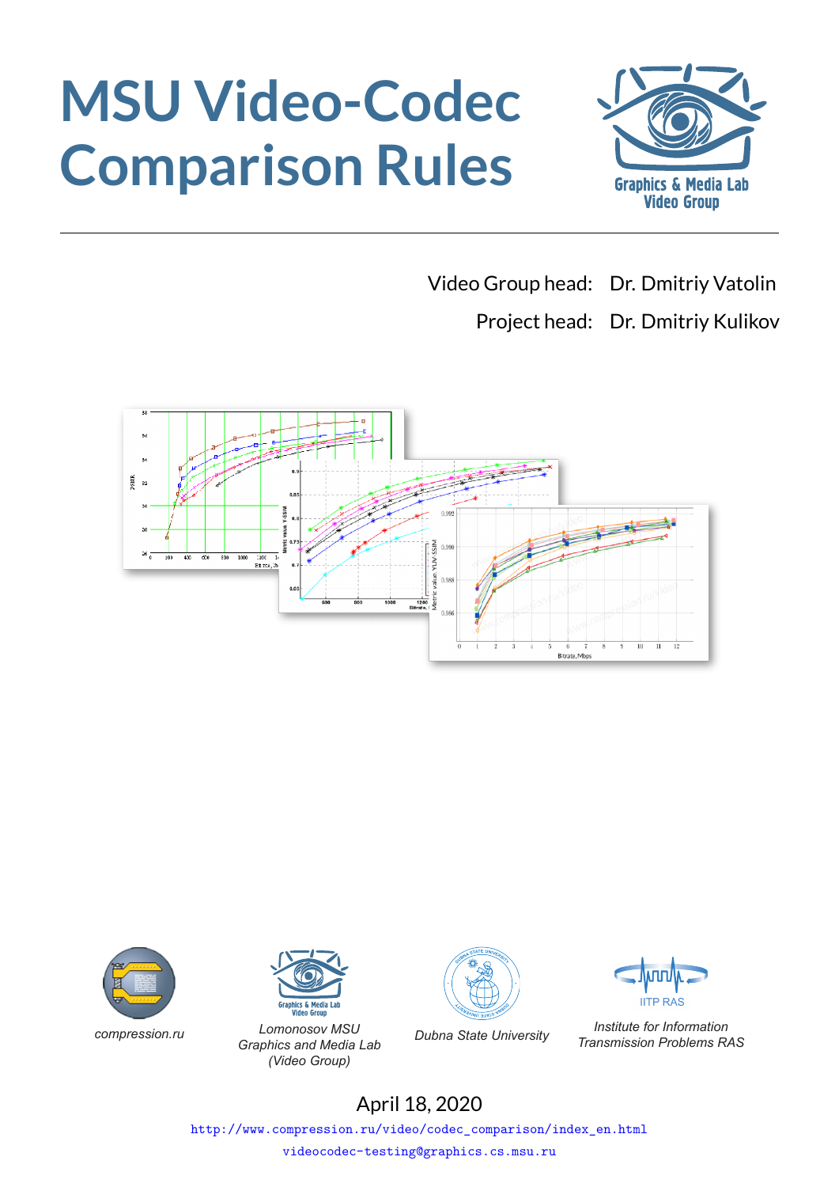# MSU Video-Codec Comparison Rules

Video Group head: Dr. Dmitriy Vatolin

Project head: Dr. Dmitriy Kulikov

compression.ru

Lomonosov MSU Graphics and Media Lab (Video Group)

Dubna State University

Institute for Information Transmission Problems RAS

April 18, 2020

http://www.compression.ru/video/codec_comparison/index_en.html

videocodec-testing@graphics.cs.msu.ru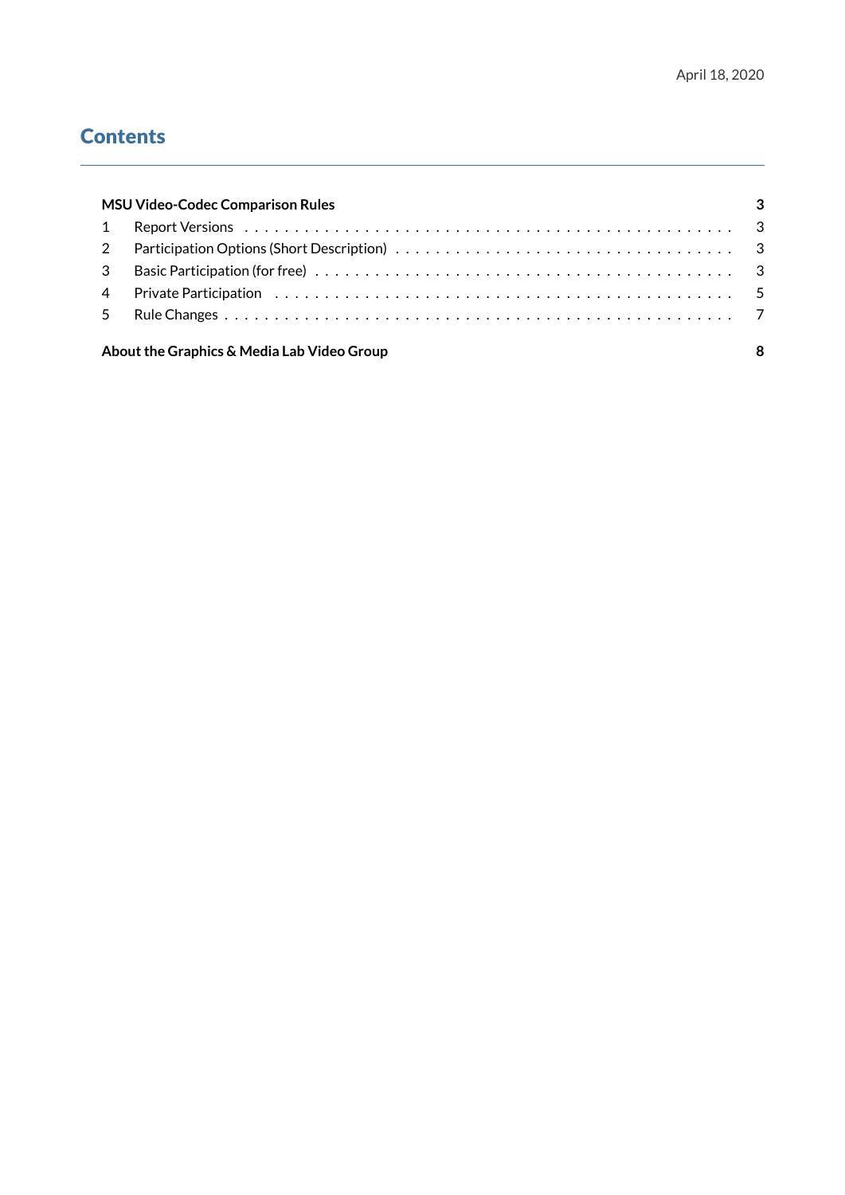April 18, 2020

# Contents

| | | |
|---|---|---|
| **MSU Video-Codec Comparison Rules** | | **3** |
| 1 | Report Versions | 3 |
| 2 | Participation Options (Short Description) | 3 |
| 3 | Basic Participation (for free) | 3 |
| 4 | Private Participation | 5 |
| 5 | Rule Changes | 7 |
| **About the Graphics & Media Lab Video Group** | | **8** |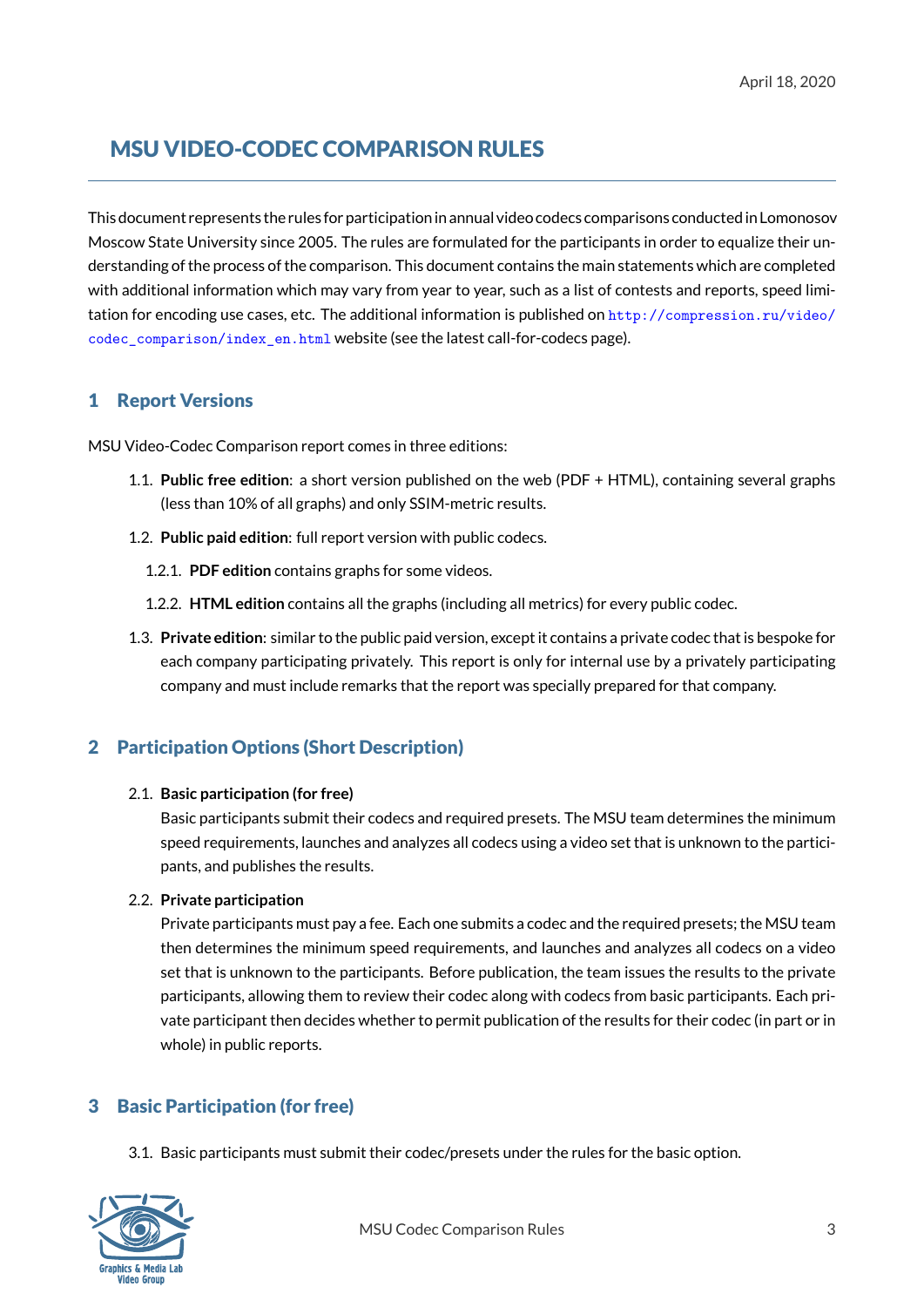April 18, 2020

# MSU VIDEO-CODEC COMPARISON RULES

This document represents the rules for participation in annual video codecs comparisons conducted in Lomonosov Moscow State University since 2005. The rules are formulated for the participants in order to equalize their understanding of the process of the comparison. This document contains the main statements which are completed with additional information which may vary from year to year, such as a list of contests and reports, speed limitation for encoding use cases, etc. The additional information is published on http://compression.ru/video/codec_comparison/index_en.html website (see the latest call-for-codecs page).

## 1 Report Versions

MSU Video-Codec Comparison report comes in three editions:

1.1. **Public free edition**: a short version published on the web (PDF + HTML), containing several graphs (less than 10% of all graphs) and only SSIM-metric results.

1.2. **Public paid edition**: full report version with public codecs.

1.2.1. **PDF edition** contains graphs for some videos.

1.2.2. **HTML edition** contains all the graphs (including all metrics) for every public codec.

1.3. **Private edition**: similar to the public paid version, except it contains a private codec that is bespoke for each company participating privately. This report is only for internal use by a privately participating company and must include remarks that the report was specially prepared for that company.

## 2 Participation Options (Short Description)

2.1. **Basic participation (for free)**
Basic participants submit their codecs and required presets. The MSU team determines the minimum speed requirements, launches and analyzes all codecs using a video set that is unknown to the participants, and publishes the results.

2.2. **Private participation**
Private participants must pay a fee. Each one submits a codec and the required presets; the MSU team then determines the minimum speed requirements, and launches and analyzes all codecs on a video set that is unknown to the participants. Before publication, the team issues the results to the private participants, allowing them to review their codec along with codecs from basic participants. Each private participant then decides whether to permit publication of the results for their codec (in part or in whole) in public reports.

## 3 Basic Participation (for free)

3.1. Basic participants must submit their codec/presets under the rules for the basic option.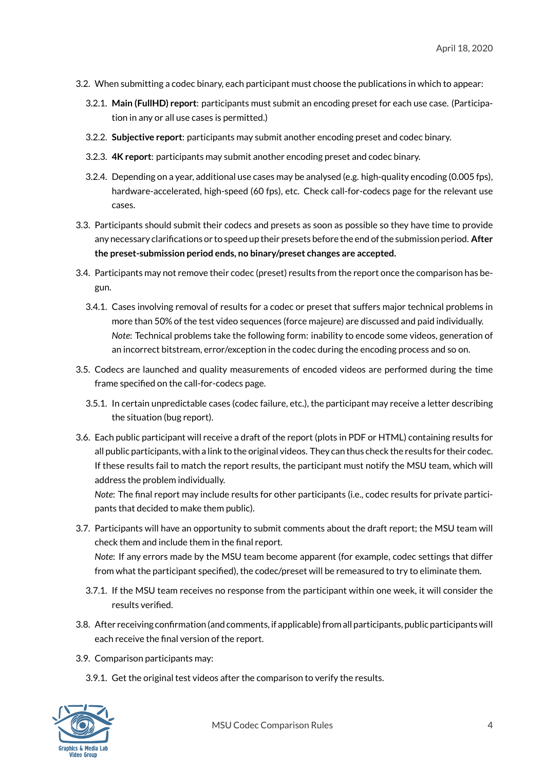3.2. When submitting a codec binary, each participant must choose the publications in which to appear:

  3.2.1. **Main (FullHD) report**: participants must submit an encoding preset for each use case. (Participation in any or all use cases is permitted.)

  3.2.2. **Subjective report**: participants may submit another encoding preset and codec binary.

  3.2.3. **4K report**: participants may submit another encoding preset and codec binary.

  3.2.4. Depending on a year, additional use cases may be analysed (e.g. high-quality encoding (0.005 fps), hardware-accelerated, high-speed (60 fps), etc. Check call-for-codecs page for the relevant use cases.

3.3. Participants should submit their codecs and presets as soon as possible so they have time to provide any necessary clarifications or to speed up their presets before the end of the submission period. **After the preset-submission period ends, no binary/preset changes are accepted.**

3.4. Participants may not remove their codec (preset) results from the report once the comparison has begun.

  3.4.1. Cases involving removal of results for a codec or preset that suffers major technical problems in more than 50% of the test video sequences (force majeure) are discussed and paid individually. *Note*: Technical problems take the following form: inability to encode some videos, generation of an incorrect bitstream, error/exception in the codec during the encoding process and so on.

3.5. Codecs are launched and quality measurements of encoded videos are performed during the time frame specified on the call-for-codecs page.

  3.5.1. In certain unpredictable cases (codec failure, etc.), the participant may receive a letter describing the situation (bug report).

3.6. Each public participant will receive a draft of the report (plots in PDF or HTML) containing results for all public participants, with a link to the original videos. They can thus check the results for their codec. If these results fail to match the report results, the participant must notify the MSU team, which will address the problem individually.
*Note*: The final report may include results for other participants (i.e., codec results for private participants that decided to make them public).

3.7. Participants will have an opportunity to submit comments about the draft report; the MSU team will check them and include them in the final report.
*Note*: If any errors made by the MSU team become apparent (for example, codec settings that differ from what the participant specified), the codec/preset will be remeasured to try to eliminate them.

  3.7.1. If the MSU team receives no response from the participant within one week, it will consider the results verified.

3.8. After receiving confirmation (and comments, if applicable) from all participants, public participants will each receive the final version of the report.

3.9. Comparison participants may:

  3.9.1. Get the original test videos after the comparison to verify the results.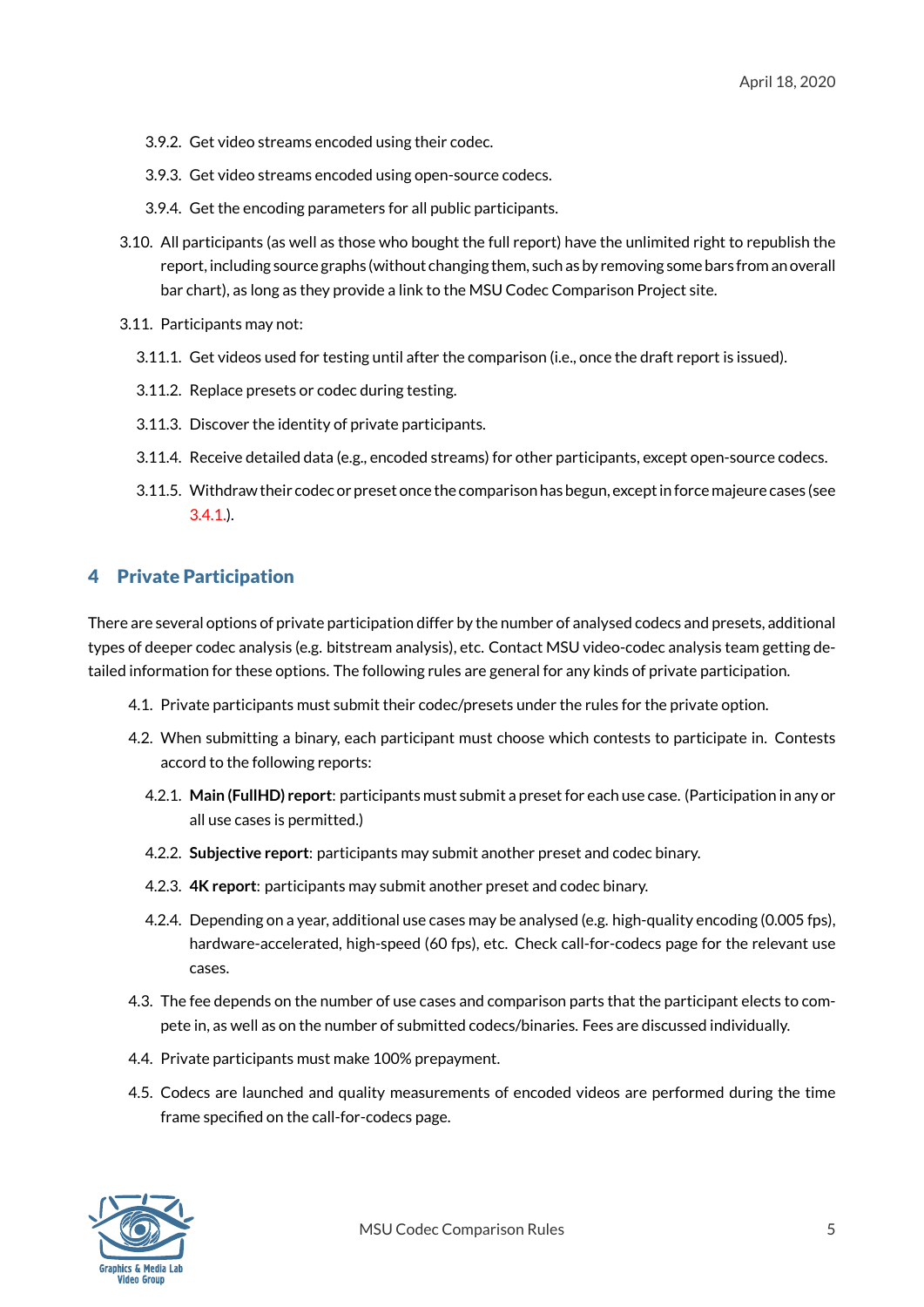3.9.2. Get video streams encoded using their codec.

3.9.3. Get video streams encoded using open-source codecs.

3.9.4. Get the encoding parameters for all public participants.

3.10. All participants (as well as those who bought the full report) have the unlimited right to republish the report, including source graphs (without changing them, such as by removing some bars from an overall bar chart), as long as they provide a link to the MSU Codec Comparison Project site.

3.11. Participants may not:

3.11.1. Get videos used for testing until after the comparison (i.e., once the draft report is issued).

3.11.2. Replace presets or codec during testing.

3.11.3. Discover the identity of private participants.

3.11.4. Receive detailed data (e.g., encoded streams) for other participants, except open-source codecs.

3.11.5. Withdraw their codec or preset once the comparison has begun, except in force majeure cases (see 3.4.1.).

## 4 Private Participation

There are several options of private participation differ by the number of analysed codecs and presets, additional types of deeper codec analysis (e.g. bitstream analysis), etc. Contact MSU video-codec analysis team getting detailed information for these options. The following rules are general for any kinds of private participation.

4.1. Private participants must submit their codec/presets under the rules for the private option.

4.2. When submitting a binary, each participant must choose which contests to participate in. Contests accord to the following reports:

4.2.1. **Main (FullHD) report**: participants must submit a preset for each use case. (Participation in any or all use cases is permitted.)

4.2.2. **Subjective report**: participants may submit another preset and codec binary.

4.2.3. **4K report**: participants may submit another preset and codec binary.

4.2.4. Depending on a year, additional use cases may be analysed (e.g. high-quality encoding (0.005 fps), hardware-accelerated, high-speed (60 fps), etc. Check call-for-codecs page for the relevant use cases.

4.3. The fee depends on the number of use cases and comparison parts that the participant elects to compete in, as well as on the number of submitted codecs/binaries. Fees are discussed individually.

4.4. Private participants must make 100% prepayment.

4.5. Codecs are launched and quality measurements of encoded videos are performed during the time frame specified on the call-for-codecs page.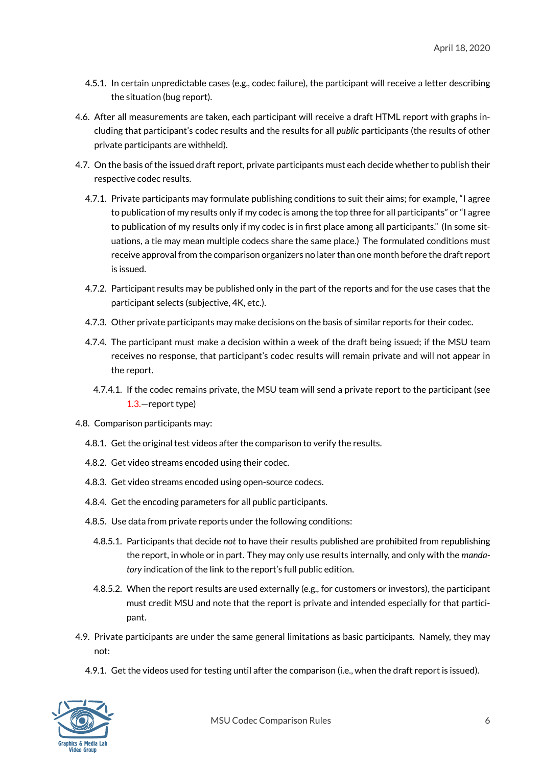4.5.1. In certain unpredictable cases (e.g., codec failure), the participant will receive a letter describing the situation (bug report).

4.6. After all measurements are taken, each participant will receive a draft HTML report with graphs including that participant's codec results and the results for all *public* participants (the results of other private participants are withheld).

4.7. On the basis of the issued draft report, private participants must each decide whether to publish their respective codec results.

4.7.1. Private participants may formulate publishing conditions to suit their aims; for example, "I agree to publication of my results only if my codec is among the top three for all participants" or "I agree to publication of my results only if my codec is in first place among all participants." (In some situations, a tie may mean multiple codecs share the same place.) The formulated conditions must receive approval from the comparison organizers no later than one month before the draft report is issued.

4.7.2. Participant results may be published only in the part of the reports and for the use cases that the participant selects (subjective, 4K, etc.).

4.7.3. Other private participants may make decisions on the basis of similar reports for their codec.

4.7.4. The participant must make a decision within a week of the draft being issued; if the MSU team receives no response, that participant's codec results will remain private and will not appear in the report.

4.7.4.1. If the codec remains private, the MSU team will send a private report to the participant (see 1.3.—report type)

4.8. Comparison participants may:

4.8.1. Get the original test videos after the comparison to verify the results.

4.8.2. Get video streams encoded using their codec.

4.8.3. Get video streams encoded using open-source codecs.

4.8.4. Get the encoding parameters for all public participants.

4.8.5. Use data from private reports under the following conditions:

4.8.5.1. Participants that decide *not* to have their results published are prohibited from republishing the report, in whole or in part. They may only use results internally, and only with the *mandatory* indication of the link to the report's full public edition.

4.8.5.2. When the report results are used externally (e.g., for customers or investors), the participant must credit MSU and note that the report is private and intended especially for that participant.

4.9. Private participants are under the same general limitations as basic participants. Namely, they may not:

4.9.1. Get the videos used for testing until after the comparison (i.e., when the draft report is issued).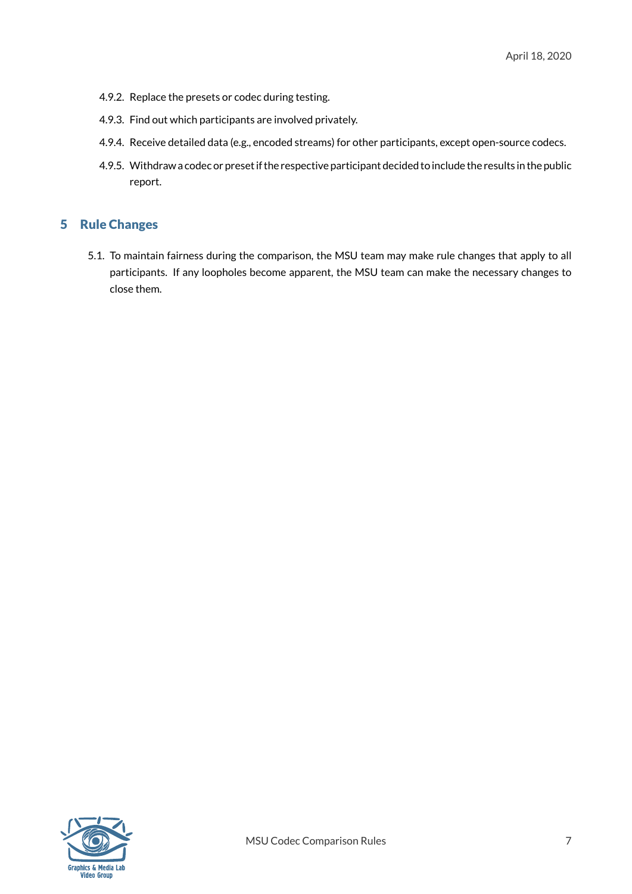4.9.2. Replace the presets or codec during testing.

4.9.3. Find out which participants are involved privately.

4.9.4. Receive detailed data (e.g., encoded streams) for other participants, except open-source codecs.

4.9.5. Withdraw a codec or preset if the respective participant decided to include the results in the public report.

## 5 Rule Changes

5.1. To maintain fairness during the comparison, the MSU team may make rule changes that apply to all participants. If any loopholes become apparent, the MSU team can make the necessary changes to close them.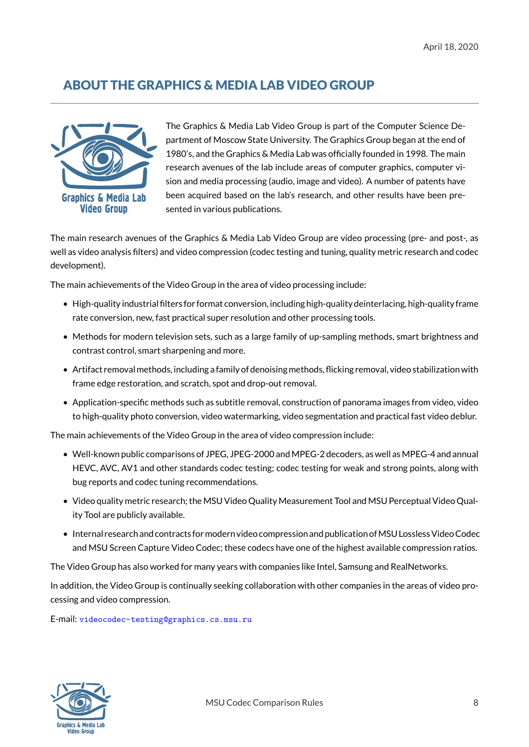April 18, 2020

## ABOUT THE GRAPHICS & MEDIA LAB VIDEO GROUP

The Graphics & Media Lab Video Group is part of the Computer Science Department of Moscow State University. The Graphics Group began at the end of 1980's, and the Graphics & Media Lab was officially founded in 1998. The main research avenues of the lab include areas of computer graphics, computer vision and media processing (audio, image and video). A number of patents have been acquired based on the lab's research, and other results have been presented in various publications.

The main research avenues of the Graphics & Media Lab Video Group are video processing (pre- and post-, as well as video analysis filters) and video compression (codec testing and tuning, quality metric research and codec development).

The main achievements of the Video Group in the area of video processing include:

- High-quality industrial filters for format conversion, including high-quality deinterlacing, high-quality frame rate conversion, new, fast practical super resolution and other processing tools.
- Methods for modern television sets, such as a large family of up-sampling methods, smart brightness and contrast control, smart sharpening and more.
- Artifact removal methods, including a family of denoising methods, flicking removal, video stabilization with frame edge restoration, and scratch, spot and drop-out removal.
- Application-specific methods such as subtitle removal, construction of panorama images from video, video to high-quality photo conversion, video watermarking, video segmentation and practical fast video deblur.

The main achievements of the Video Group in the area of video compression include:

- Well-known public comparisons of JPEG, JPEG-2000 and MPEG-2 decoders, as well as MPEG-4 and annual HEVC, AVC, AV1 and other standards codec testing; codec testing for weak and strong points, along with bug reports and codec tuning recommendations.
- Video quality metric research; the MSU Video Quality Measurement Tool and MSU Perceptual Video Quality Tool are publicly available.
- Internal research and contracts for modern video compression and publication of MSU Lossless Video Codec and MSU Screen Capture Video Codec; these codecs have one of the highest available compression ratios.

The Video Group has also worked for many years with companies like Intel, Samsung and RealNetworks.

In addition, the Video Group is continually seeking collaboration with other companies in the areas of video processing and video compression.

E-mail: videocodec-testing@graphics.cs.msu.ru